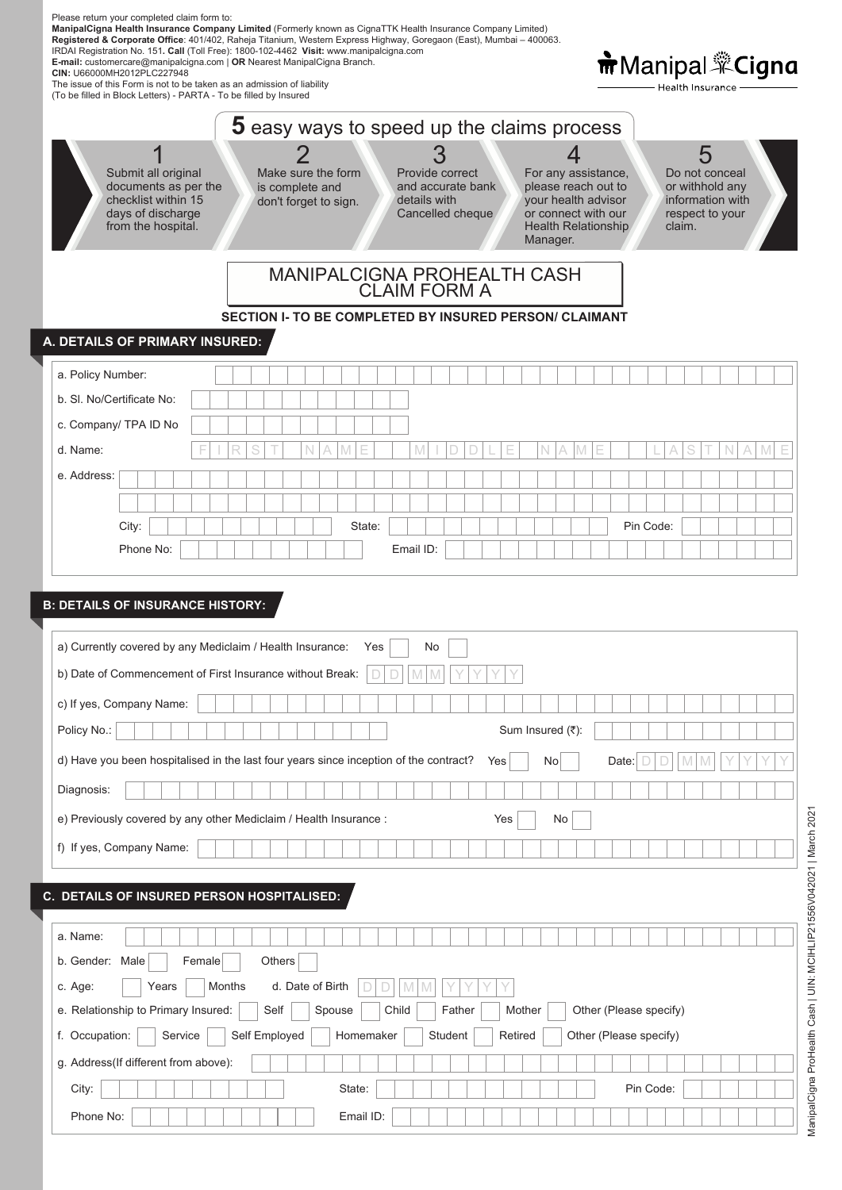Please return your completed claim form to:
**ManipalCigna Health Insurance Company Limited** (Formerly known as CignaTTK Health Insurance Company Limited)
**Registered & Corporate Office**: 401/402, Raheja Titanium, Western Express Highway, Goregaon (East), Mumbai – 400063.
IRDAI Registration No. 151. **Call** (Toll Free): 1800-102-4462 **Visit:** www.manipalcigna.com
**E-mail:** customercare@manipalcigna.com | **OR** Nearest ManipalCigna Branch.
**CIN:** U66000MH2012PLC227948
The issue of this Form is not to be taken as an admission of liability
(To be filled in Block Letters) - PARTA - To be filled by Insured

ManipalCigna Health Insurance

## 5 easy ways to speed up the claims process

1. Submit all original documents as per the checklist within 15 days of discharge from the hospital.
2. Make sure the form is complete and don't forget to sign.
3. Provide correct and accurate bank details with Cancelled cheque
4. For any assistance, please reach out to your health advisor or connect with our Health Relationship Manager.
5. Do not conceal or withhold any information with respect to your claim.

# MANIPALCIGNA PROHEALTH CASH CLAIM FORM A

### SECTION I- TO BE COMPLETED BY INSURED PERSON/ CLAIMANT

## A. DETAILS OF PRIMARY INSURED:

a. Policy Number:

b. Sl. No/Certificate No:

c. Company/ TPA ID No

d. Name: FIRST NAME MIDDLE NAME LAST NAME

e. Address:

City: State: Pin Code:

Phone No: Email ID:

## B: DETAILS OF INSURANCE HISTORY:

a) Currently covered by any Mediclaim / Health Insurance: Yes ☐ No ☐

b) Date of Commencement of First Insurance without Break: DD MM YYYY

c) If yes, Company Name:

Policy No.: Sum Insured (₹):

d) Have you been hospitalised in the last four years since inception of the contract? Yes ☐ No ☐ Date: DD MM YYYY

Diagnosis:

e) Previously covered by any other Mediclaim / Health Insurance : Yes ☐ No ☐

f) If yes, Company Name:

## C. DETAILS OF INSURED PERSON HOSPITALISED:

a. Name:

b. Gender: Male ☐ Female ☐ Others ☐

c. Age: ☐ Years ☐ Months d. Date of Birth DD MM YYYY

e. Relationship to Primary Insured: ☐ Self ☐ Spouse ☐ Child ☐ Father ☐ Mother ☐ Other (Please specify)

f. Occupation: ☐ Service ☐ Self Employed ☐ Homemaker ☐ Student ☐ Retired ☐ Other (Please specify)

g. Address(If different from above):

City: State: Pin Code:

Phone No: Email ID:

ManipalCigna ProHealth Cash | UIN: MCIHLIP21556V042021 | March 2021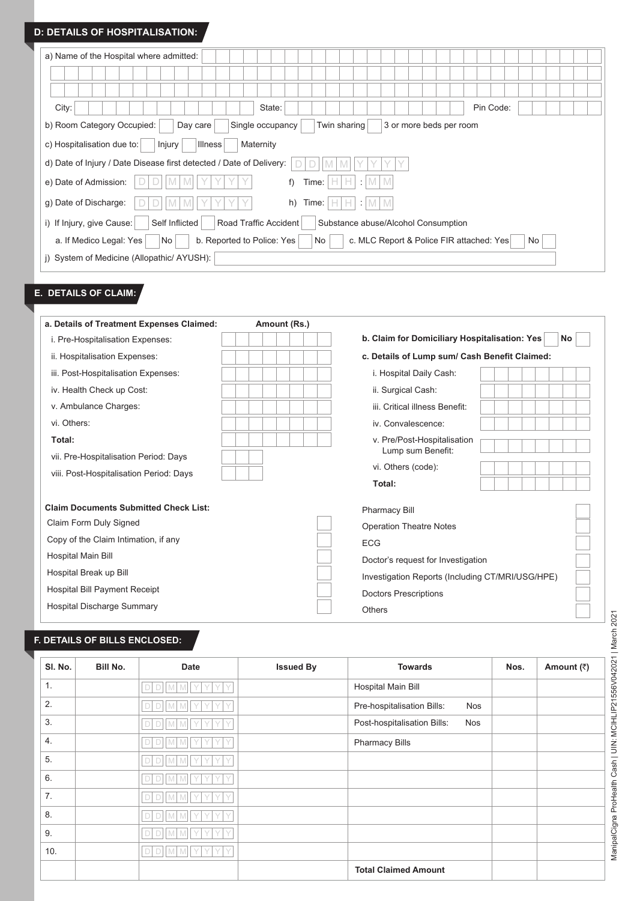## D: DETAILS OF HOSPITALISATION:

a) Name of the Hospital where admitted:

City: State: Pin Code:

b) Room Category Occupied: ☐ Day care ☐ Single occupancy ☐ Twin sharing ☐ 3 or more beds per room

c) Hospitalisation due to: ☐ Injury ☐ Illness ☐ Maternity

d) Date of Injury / Date Disease first detected / Date of Delivery: DD MM YYYY

e) Date of Admission: DD MM YYYY f) Time: HH : MM

g) Date of Discharge: DD MM YYYY h) Time: HH : MM

i) If Injury, give Cause: ☐ Self Inflicted ☐ Road Traffic Accident ☐ Substance abuse/Alcohol Consumption

a. If Medico Legal: Yes ☐ No ☐ b. Reported to Police: Yes ☐ No ☐ c. MLC Report & Police FIR attached: Yes ☐ No ☐

j) System of Medicine (Allopathic/ AYUSH):

## E. DETAILS OF CLAIM:

| a. Details of Treatment Expenses Claimed: | Amount (Rs.) |
|---|---|
| i. Pre-Hospitalisation Expenses: | |
| ii. Hospitalisation Expenses: | |
| iii. Post-Hospitalisation Expenses: | |
| iv. Health Check up Cost: | |
| v. Ambulance Charges: | |
| vi. Others: | |
| **Total:** | |
| vii. Pre-Hospitalisation Period: Days | |
| viii. Post-Hospitalisation Period: Days | |

**b. Claim for Domiciliary Hospitalisation: Yes** ☐ **No** ☐

**c. Details of Lump sum/ Cash Benefit Claimed:**

| | |
|---|---|
| i. Hospital Daily Cash: | |
| ii. Surgical Cash: | |
| iii. Critical illness Benefit: | |
| iv. Convalescence: | |
| v. Pre/Post-Hospitalisation Lump sum Benefit: | |
| vi. Others (code): | |
| **Total:** | |

**Claim Documents Submitted Check List:**

- ☐ Claim Form Duly Signed
- ☐ Copy of the Claim Intimation, if any
- ☐ Hospital Main Bill
- ☐ Hospital Break up Bill
- ☐ Hospital Bill Payment Receipt
- ☐ Hospital Discharge Summary
- ☐ Pharmacy Bill
- ☐ Operation Theatre Notes
- ☐ ECG
- ☐ Doctor's request for Investigation
- ☐ Investigation Reports (Including CT/MRI/USG/HPE)
- ☐ Doctors Prescriptions
- ☐ Others

## F. DETAILS OF BILLS ENCLOSED:

| Sl. No. | Bill No. | Date | Issued By | Towards | Nos. | Amount (₹) |
|---|---|---|---|---|---|---|
| 1. | | DD MM YYYY | | Hospital Main Bill | | |
| 2. | | DD MM YYYY | | Pre-hospitalisation Bills: Nos | | |
| 3. | | DD MM YYYY | | Post-hospitalisation Bills: Nos | | |
| 4. | | DD MM YYYY | | Pharmacy Bills | | |
| 5. | | DD MM YYYY | | | | |
| 6. | | DD MM YYYY | | | | |
| 7. | | DD MM YYYY | | | | |
| 8. | | DD MM YYYY | | | | |
| 9. | | DD MM YYYY | | | | |
| 10. | | DD MM YYYY | | | | |
| | | | | **Total Claimed Amount** | | |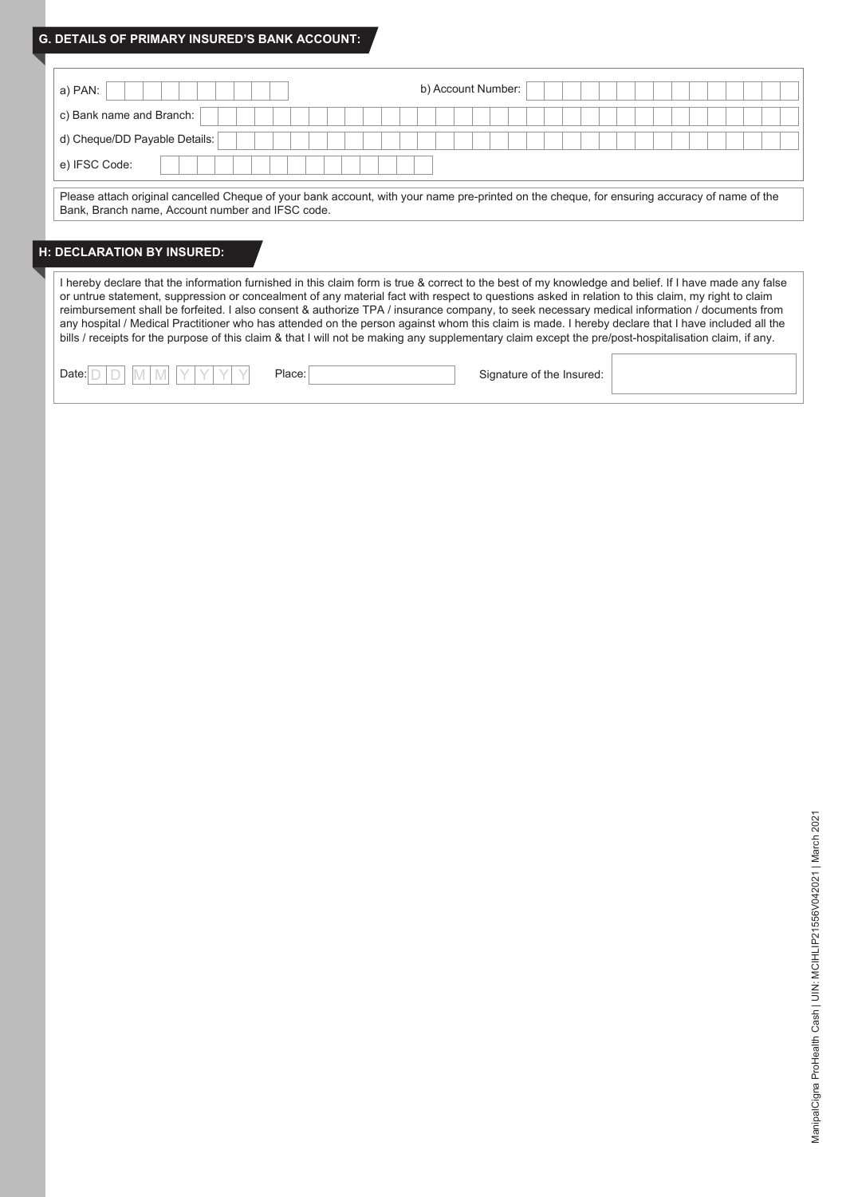## G. DETAILS OF PRIMARY INSURED'S BANK ACCOUNT:

a) PAN: 

b) Account Number: 

c) Bank name and Branch: 

d) Cheque/DD Payable Details: 

e) IFSC Code: 

Please attach original cancelled Cheque of your bank account, with your name pre-printed on the cheque, for ensuring accuracy of name of the Bank, Branch name, Account number and IFSC code.

## H: DECLARATION BY INSURED:

I hereby declare that the information furnished in this claim form is true & correct to the best of my knowledge and belief. If I have made any false or untrue statement, suppression or concealment of any material fact with respect to questions asked in relation to this claim, my right to claim reimbursement shall be forfeited. I also consent & authorize TPA / insurance company, to seek necessary medical information / documents from any hospital / Medical Practitioner who has attended on the person against whom this claim is made. I hereby declare that I have included all the bills / receipts for the purpose of this claim & that I will not be making any supplementary claim except the pre/post-hospitalisation claim, if any.

Date: D D M M Y Y Y Y  Place:  Signature of the Insured: 

ManipalCigna ProHealth Cash | UIN: MCIHLIP21556V042021 | March 2021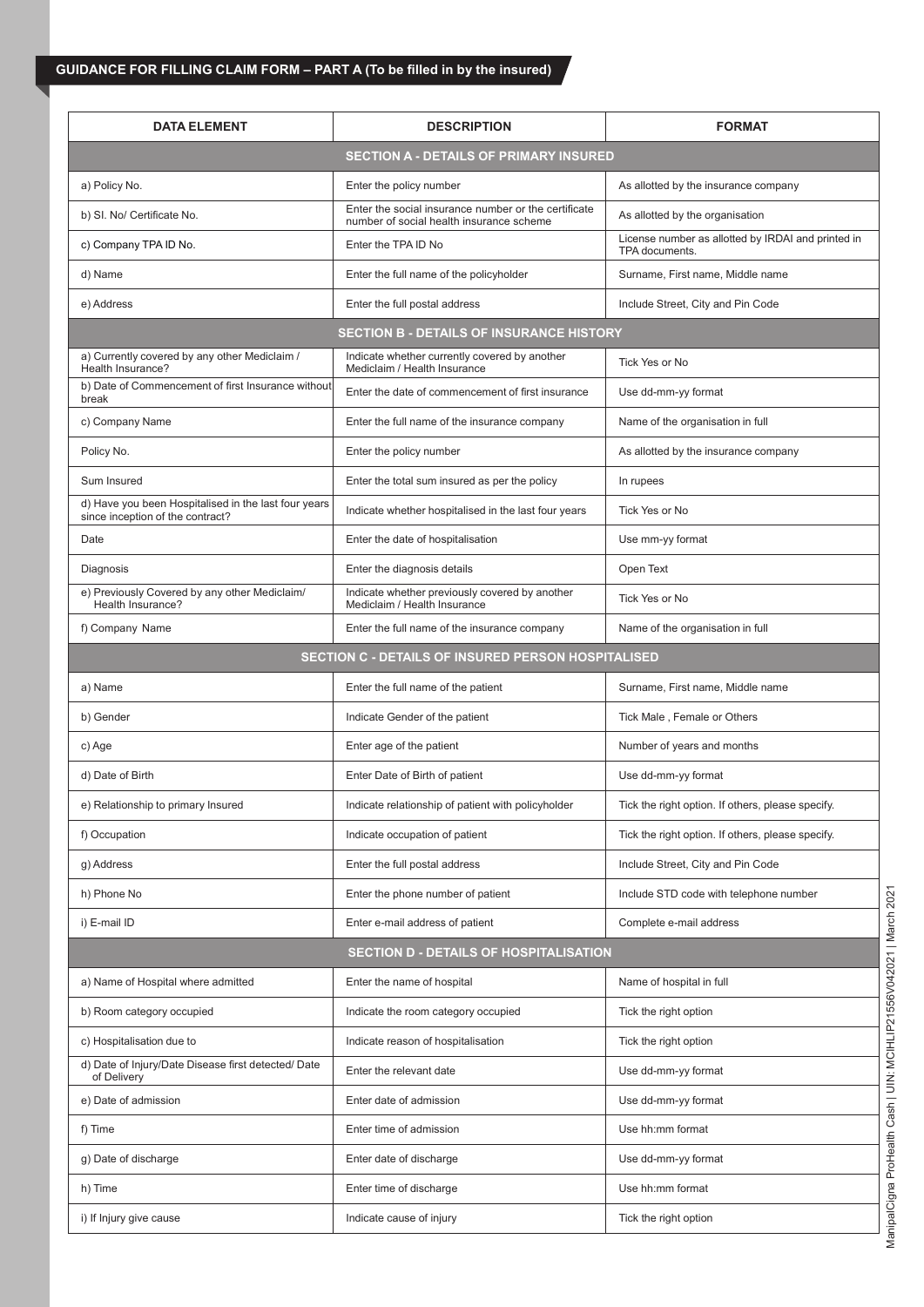## GUIDANCE FOR FILLING CLAIM FORM – PART A (To be filled in by the insured)

| DATA ELEMENT | DESCRIPTION | FORMAT |
|---|---|---|
| **SECTION A - DETAILS OF PRIMARY INSURED** | | |
| a) Policy No. | Enter the policy number | As allotted by the insurance company |
| b) Sl. No/ Certificate No. | Enter the social insurance number or the certificate number of social health insurance scheme | As allotted by the organisation |
| c) Company TPA ID No. | Enter the TPA ID No | License number as allotted by IRDAI and printed in TPA documents. |
| d) Name | Enter the full name of the policyholder | Surname, First name, Middle name |
| e) Address | Enter the full postal address | Include Street, City and Pin Code |
| **SECTION B - DETAILS OF INSURANCE HISTORY** | | |
| a) Currently covered by any other Mediclaim / Health Insurance? | Indicate whether currently covered by another Mediclaim / Health Insurance | Tick Yes or No |
| b) Date of Commencement of first Insurance without break | Enter the date of commencement of first insurance | Use dd-mm-yy format |
| c) Company Name | Enter the full name of the insurance company | Name of the organisation in full |
| Policy No. | Enter the policy number | As allotted by the insurance company |
| Sum Insured | Enter the total sum insured as per the policy | In rupees |
| d) Have you been Hospitalised in the last four years since inception of the contract? | Indicate whether hospitalised in the last four years | Tick Yes or No |
| Date | Enter the date of hospitalisation | Use mm-yy format |
| Diagnosis | Enter the diagnosis details | Open Text |
| e) Previously Covered by any other Mediclaim/ Health Insurance? | Indicate whether previously covered by another Mediclaim / Health Insurance | Tick Yes or No |
| f) Company Name | Enter the full name of the insurance company | Name of the organisation in full |
| **SECTION C - DETAILS OF INSURED PERSON HOSPITALISED** | | |
| a) Name | Enter the full name of the patient | Surname, First name, Middle name |
| b) Gender | Indicate Gender of the patient | Tick Male , Female or Others |
| c) Age | Enter age of the patient | Number of years and months |
| d) Date of Birth | Enter Date of Birth of patient | Use dd-mm-yy format |
| e) Relationship to primary Insured | Indicate relationship of patient with policyholder | Tick the right option. If others, please specify. |
| f) Occupation | Indicate occupation of patient | Tick the right option. If others, please specify. |
| g) Address | Enter the full postal address | Include Street, City and Pin Code |
| h) Phone No | Enter the phone number of patient | Include STD code with telephone number |
| i) E-mail ID | Enter e-mail address of patient | Complete e-mail address |
| **SECTION D - DETAILS OF HOSPITALISATION** | | |
| a) Name of Hospital where admitted | Enter the name of hospital | Name of hospital in full |
| b) Room category occupied | Indicate the room category occupied | Tick the right option |
| c) Hospitalisation due to | Indicate reason of hospitalisation | Tick the right option |
| d) Date of Injury/Date Disease first detected/ Date of Delivery | Enter the relevant date | Use dd-mm-yy format |
| e) Date of admission | Enter date of admission | Use dd-mm-yy format |
| f) Time | Enter time of admission | Use hh:mm format |
| g) Date of discharge | Enter date of discharge | Use dd-mm-yy format |
| h) Time | Enter time of discharge | Use hh:mm format |
| i) If Injury give cause | Indicate cause of injury | Tick the right option |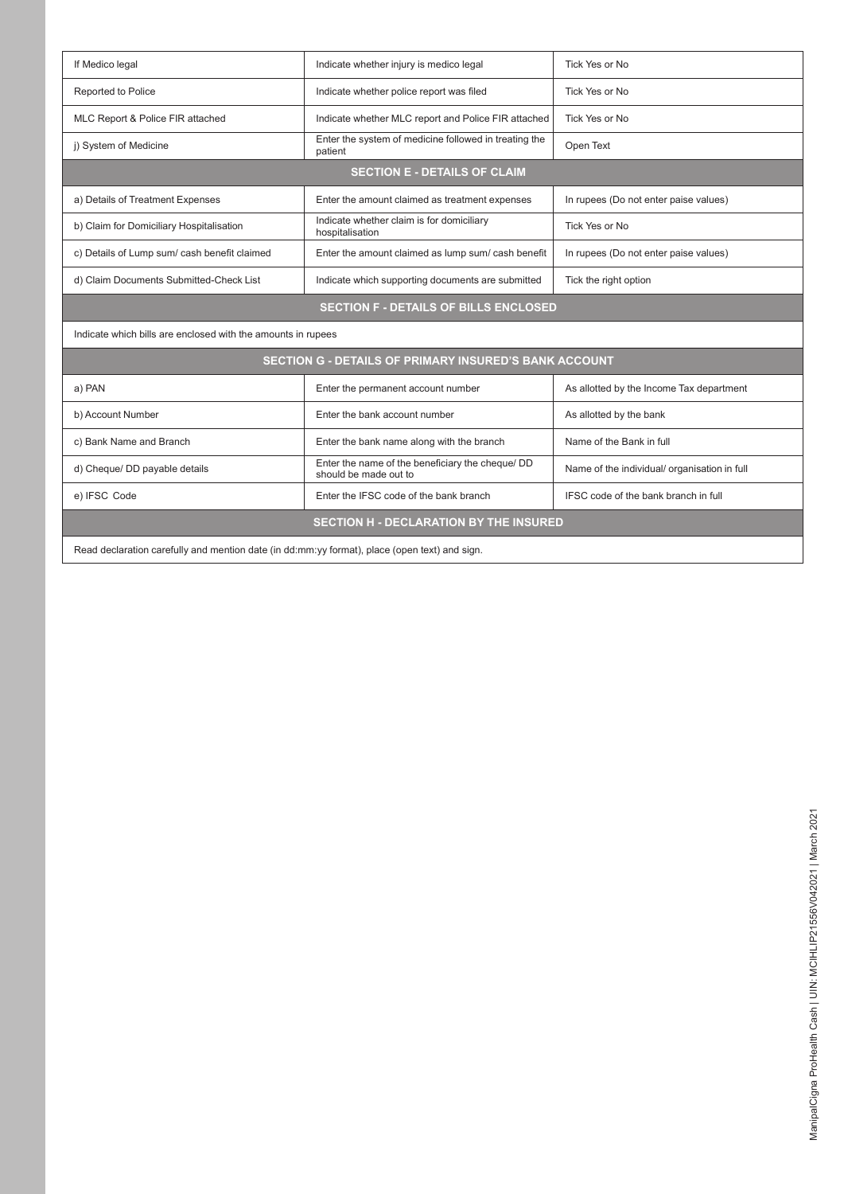| | | |
|---|---|---|
| If Medico legal | Indicate whether injury is medico legal | Tick Yes or No |
| Reported to Police | Indicate whether police report was filed | Tick Yes or No |
| MLC Report & Police FIR attached | Indicate whether MLC report and Police FIR attached | Tick Yes or No |
| j) System of Medicine | Enter the system of medicine followed in treating the patient | Open Text |
| **SECTION E - DETAILS OF CLAIM** | | |
| a) Details of Treatment Expenses | Enter the amount claimed as treatment expenses | In rupees (Do not enter paise values) |
| b) Claim for Domiciliary Hospitalisation | Indicate whether claim is for domiciliary hospitalisation | Tick Yes or No |
| c) Details of Lump sum/ cash benefit claimed | Enter the amount claimed as lump sum/ cash benefit | In rupees (Do not enter paise values) |
| d) Claim Documents Submitted-Check List | Indicate which supporting documents are submitted | Tick the right option |
| **SECTION F - DETAILS OF BILLS ENCLOSED** | | |
| Indicate which bills are enclosed with the amounts in rupees | | |
| **SECTION G - DETAILS OF PRIMARY INSURED'S BANK ACCOUNT** | | |
| a) PAN | Enter the permanent account number | As allotted by the Income Tax department |
| b) Account Number | Enter the bank account number | As allotted by the bank |
| c) Bank Name and Branch | Enter the bank name along with the branch | Name of the Bank in full |
| d) Cheque/ DD payable details | Enter the name of the beneficiary the cheque/ DD should be made out to | Name of the individual/ organisation in full |
| e) IFSC Code | Enter the IFSC code of the bank branch | IFSC code of the bank branch in full |
| **SECTION H - DECLARATION BY THE INSURED** | | |
| Read declaration carefully and mention date (in dd:mm:yy format), place (open text) and sign. | | |

ManipalCigna ProHealth Cash | UIN: MCIHLIP21556V042021 | March 2021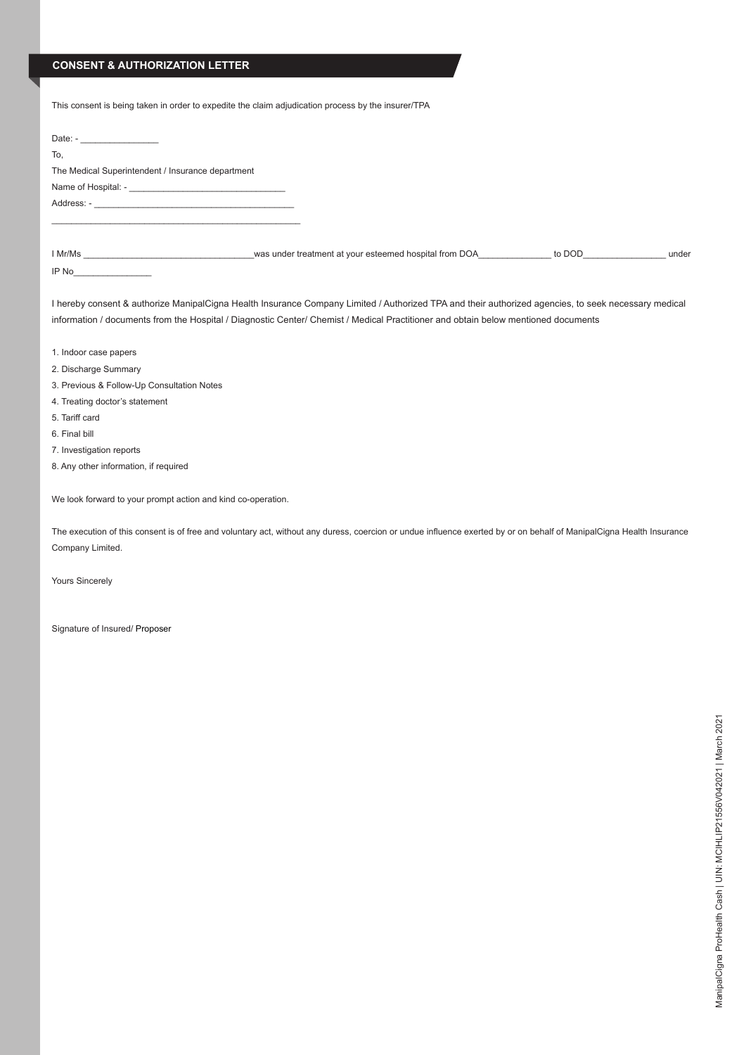## CONSENT & AUTHORIZATION LETTER

This consent is being taken in order to expedite the claim adjudication process by the insurer/TPA

Date: - _______________

To,

The Medical Superintendent / Insurance department

Name of Hospital: - ______________________________

Address: - ________________________________________

__________________________________________________

I Mr/Ms __________________________________was under treatment at your esteemed hospital from DOA______________ to DOD________________ under IP No_______________

I hereby consent & authorize ManipalCigna Health Insurance Company Limited / Authorized TPA and their authorized agencies, to seek necessary medical information / documents from the Hospital / Diagnostic Center/ Chemist / Medical Practitioner and obtain below mentioned documents

1. Indoor case papers
2. Discharge Summary
3. Previous & Follow-Up Consultation Notes
4. Treating doctor's statement
5. Tariff card
6. Final bill
7. Investigation reports
8. Any other information, if required

We look forward to your prompt action and kind co-operation.

The execution of this consent is of free and voluntary act, without any duress, coercion or undue influence exerted by or on behalf of ManipalCigna Health Insurance Company Limited.

Yours Sincerely

Signature of Insured/ Proposer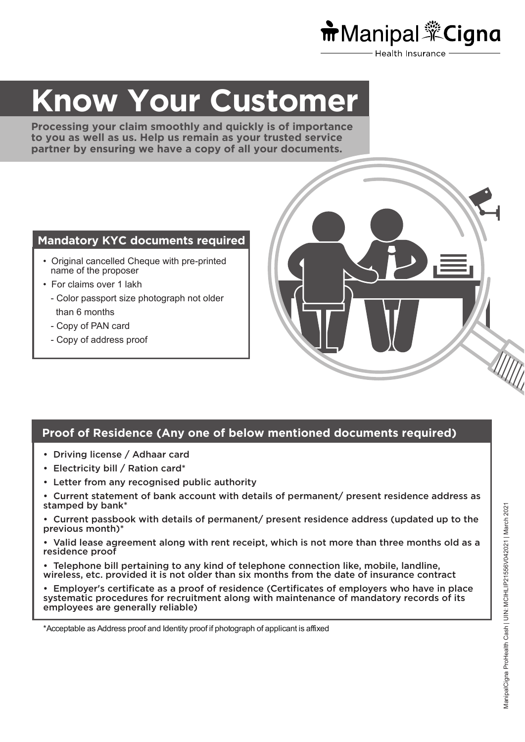# Know Your Customer

**Processing your claim smoothly and quickly is of importance to you as well as us. Help us remain as your trusted service partner by ensuring we have a copy of all your documents.**

## Mandatory KYC documents required

- Original cancelled Cheque with pre-printed name of the proposer
- For claims over 1 lakh
  - Color passport size photograph not older than 6 months
  - Copy of PAN card
  - Copy of address proof

## Proof of Residence (Any one of below mentioned documents required)

- Driving license / Adhaar card
- Electricity bill / Ration card*
- Letter from any recognised public authority
- Current statement of bank account with details of permanent/ present residence address as stamped by bank*
- Current passbook with details of permanent/ present residence address (updated up to the previous month)*
- Valid lease agreement along with rent receipt, which is not more than three months old as a residence proof
- Telephone bill pertaining to any kind of telephone connection like, mobile, landline, wireless, etc. provided it is not older than six months from the date of insurance contract
- Employer's certificate as a proof of residence (Certificates of employers who have in place systematic procedures for recruitment along with maintenance of mandatory records of its employees are generally reliable)

*Acceptable as Address proof and Identity proof if photograph of applicant is affixed

ManipalCigna ProHealth Cash | UIN: MCIHLIP21556V042021 | March 2021